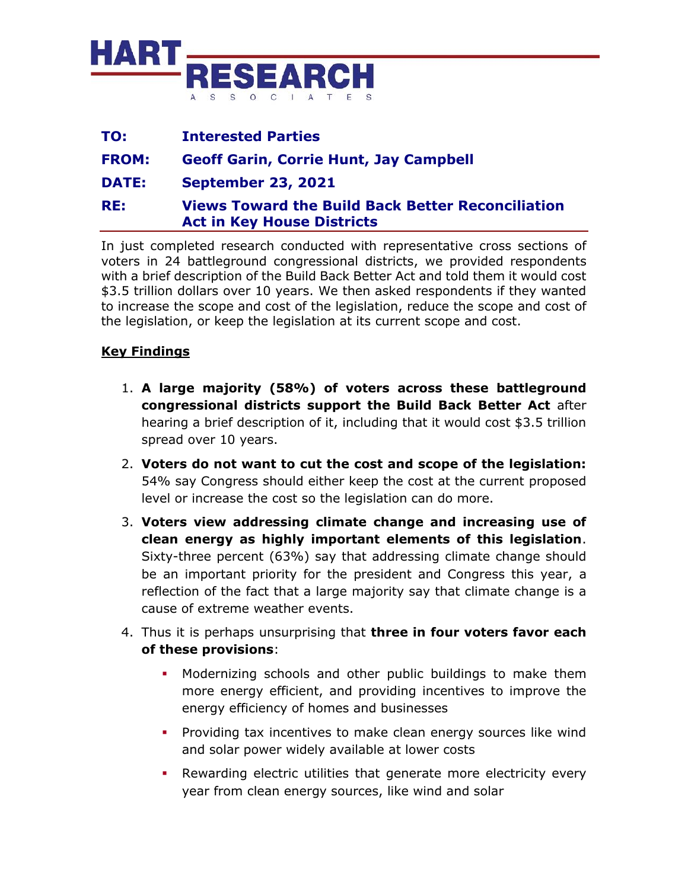**HART RESEARCH ASSOCIATES**

**TO:** **Interested Parties**

**FROM:** **Geoff Garin, Corrie Hunt, Jay Campbell**

**DATE:** **September 23, 2021**

**RE:** **Views Toward the Build Back Better Reconciliation Act in Key House Districts**

In just completed research conducted with representative cross sections of voters in 24 battleground congressional districts, we provided respondents with a brief description of the Build Back Better Act and told them it would cost $3.5 trillion dollars over 10 years. We then asked respondents if they wanted to increase the scope and cost of the legislation, reduce the scope and cost of the legislation, or keep the legislation at its current scope and cost.

## Key Findings

1. **A large majority (58%) of voters across these battleground congressional districts support the Build Back Better Act** after hearing a brief description of it, including that it would cost $3.5 trillion spread over 10 years.
2. **Voters do not want to cut the cost and scope of the legislation:** 54% say Congress should either keep the cost at the current proposed level or increase the cost so the legislation can do more.
3. **Voters view addressing climate change and increasing use of clean energy as highly important elements of this legislation**. Sixty-three percent (63%) say that addressing climate change should be an important priority for the president and Congress this year, a reflection of the fact that a large majority say that climate change is a cause of extreme weather events.
4. Thus it is perhaps unsurprising that **three in four voters favor each of these provisions**:
   - Modernizing schools and other public buildings to make them more energy efficient, and providing incentives to improve the energy efficiency of homes and businesses
   - Providing tax incentives to make clean energy sources like wind and solar power widely available at lower costs
   - Rewarding electric utilities that generate more electricity every year from clean energy sources, like wind and solar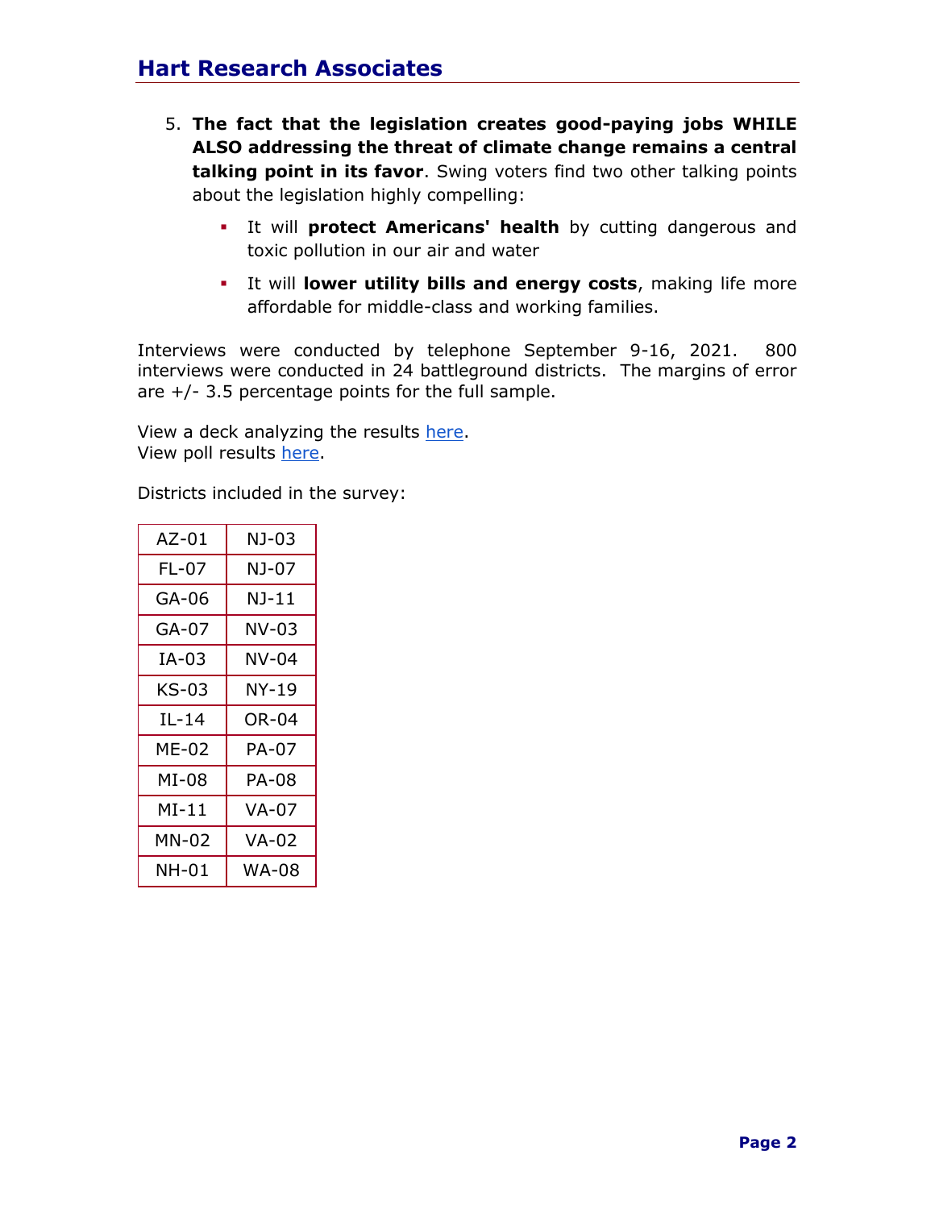5. **The fact that the legislation creates good-paying jobs WHILE ALSO addressing the threat of climate change remains a central talking point in its favor**. Swing voters find two other talking points about the legislation highly compelling:

   - It will **protect Americans' health** by cutting dangerous and toxic pollution in our air and water
   - It will **lower utility bills and energy costs**, making life more affordable for middle-class and working families.

Interviews were conducted by telephone September 9-16, 2021. 800 interviews were conducted in 24 battleground districts. The margins of error are +/- 3.5 percentage points for the full sample.

View a deck analyzing the results here.
View poll results here.

Districts included in the survey:

| | |
|---|---|
| AZ-01 | NJ-03 |
| FL-07 | NJ-07 |
| GA-06 | NJ-11 |
| GA-07 | NV-03 |
| IA-03 | NV-04 |
| KS-03 | NY-19 |
| IL-14 | OR-04 |
| ME-02 | PA-07 |
| MI-08 | PA-08 |
| MI-11 | VA-07 |
| MN-02 | VA-02 |
| NH-01 | WA-08 |